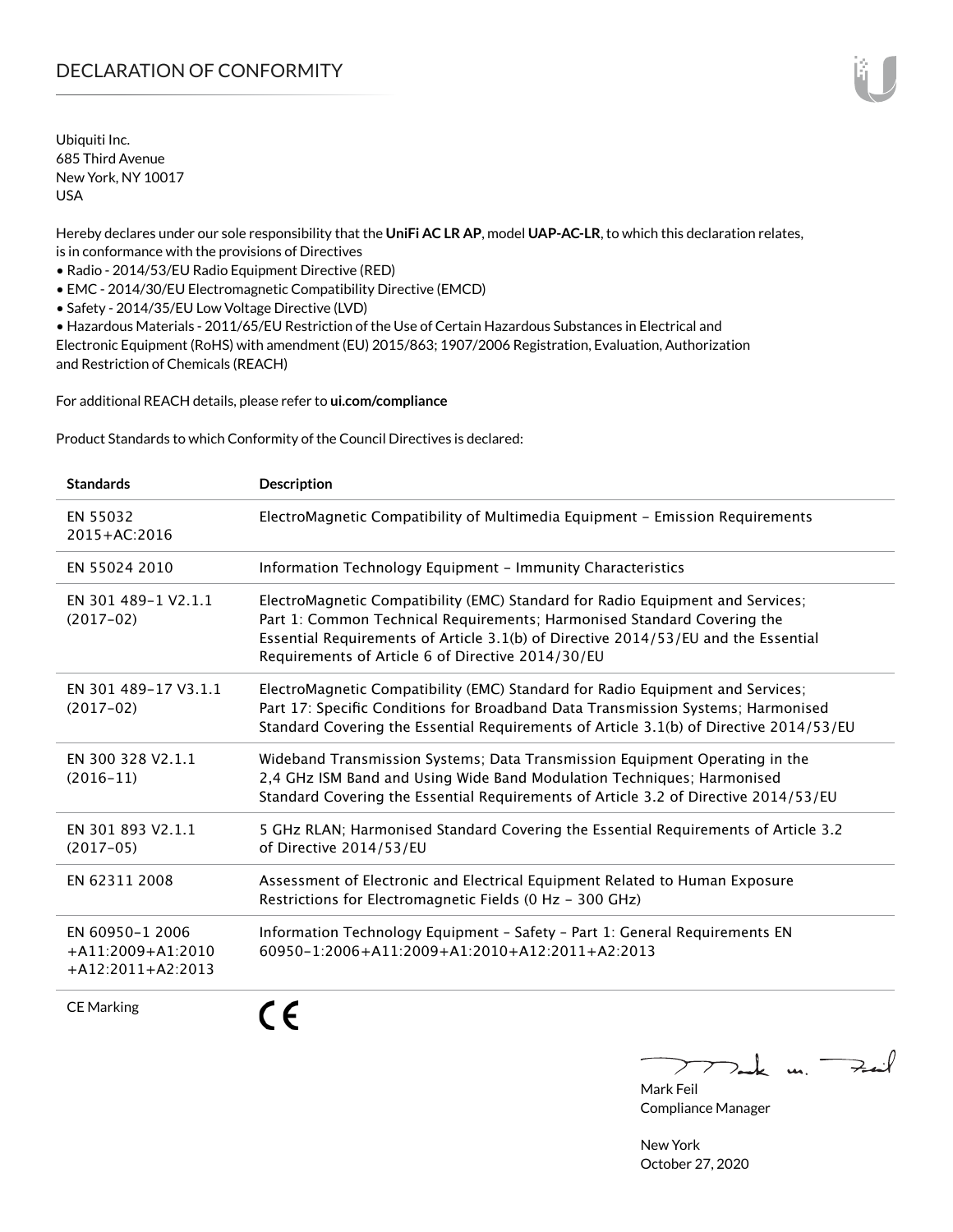# DECLARATION OF CONFORMITY

Ubiquiti Inc.
685 Third Avenue
New York, NY 10017
USA

Hereby declares under our sole responsibility that the **UniFi AC LR AP**, model **UAP-AC-LR**, to which this declaration relates, is in conformance with the provisions of Directives

- Radio - 2014/53/EU Radio Equipment Directive (RED)
- EMC - 2014/30/EU Electromagnetic Compatibility Directive (EMCD)
- Safety - 2014/35/EU Low Voltage Directive (LVD)
- Hazardous Materials - 2011/65/EU Restriction of the Use of Certain Hazardous Substances in Electrical and Electronic Equipment (RoHS) with amendment (EU) 2015/863; 1907/2006 Registration, Evaluation, Authorization and Restriction of Chemicals (REACH)

For additional REACH details, please refer to **ui.com/compliance**

Product Standards to which Conformity of the Council Directives is declared:

| Standards | Description |
|---|---|
| EN 55032 2015+AC:2016 | ElectroMagnetic Compatibility of Multimedia Equipment – Emission Requirements |
| EN 55024 2010 | Information Technology Equipment – Immunity Characteristics |
| EN 301 489-1 V2.1.1 (2017-02) | ElectroMagnetic Compatibility (EMC) Standard for Radio Equipment and Services; Part 1: Common Technical Requirements; Harmonised Standard Covering the Essential Requirements of Article 3.1(b) of Directive 2014/53/EU and the Essential Requirements of Article 6 of Directive 2014/30/EU |
| EN 301 489-17 V3.1.1 (2017-02) | ElectroMagnetic Compatibility (EMC) Standard for Radio Equipment and Services; Part 17: Specific Conditions for Broadband Data Transmission Systems; Harmonised Standard Covering the Essential Requirements of Article 3.1(b) of Directive 2014/53/EU |
| EN 300 328 V2.1.1 (2016-11) | Wideband Transmission Systems; Data Transmission Equipment Operating in the 2,4 GHz ISM Band and Using Wide Band Modulation Techniques; Harmonised Standard Covering the Essential Requirements of Article 3.2 of Directive 2014/53/EU |
| EN 301 893 V2.1.1 (2017-05) | 5 GHz RLAN; Harmonised Standard Covering the Essential Requirements of Article 3.2 of Directive 2014/53/EU |
| EN 62311 2008 | Assessment of Electronic and Electrical Equipment Related to Human Exposure Restrictions for Electromagnetic Fields (0 Hz - 300 GHz) |
| EN 60950-1 2006 +A11:2009+A1:2010 +A12:2011+A2:2013 | Information Technology Equipment - Safety - Part 1: General Requirements EN 60950-1:2006+A11:2009+A1:2010+A12:2011+A2:2013 |
| CE Marking | CE |

Mark Feil
Compliance Manager

New York
October 27, 2020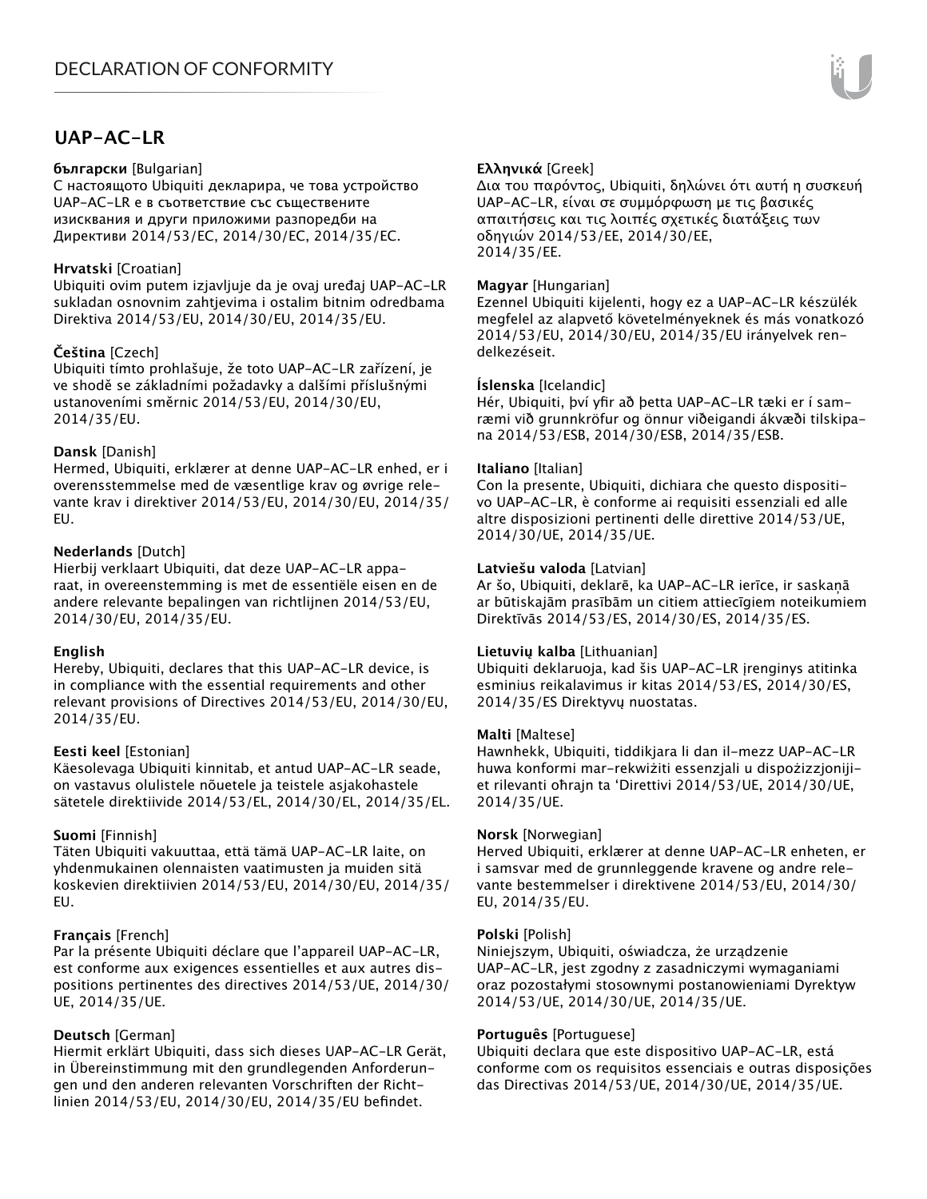# DECLARATION OF CONFORMITY

## UAP-AC-LR

**български** [Bulgarian]
С настоящото Ubiquiti декларира, че това устройство UAP-AC-LR е в съответствие със съществените изисквания и други приложими разпоредби на Директиви 2014/53/EC, 2014/30/ЕС, 2014/35/ЕС.

**Hrvatski** [Croatian]
Ubiquiti ovim putem izjavljuje da je ovaj uređaj UAP-AC-LR sukladan osnovnim zahtjevima i ostalim bitnim odredbama Direktiva 2014/53/EU, 2014/30/EU, 2014/35/EU.

**Čeština** [Czech]
Ubiquiti tímto prohlašuje, že toto UAP-AC-LR zařízení, je ve shodě se základními požadavky a dalšími příslušnými ustanoveními směrnic 2014/53/EU, 2014/30/EU, 2014/35/EU.

**Dansk** [Danish]
Hermed, Ubiquiti, erklærer at denne UAP-AC-LR enhed, er i overensstemmelse med de væsentlige krav og øvrige relevante krav i direktiver 2014/53/EU, 2014/30/EU, 2014/35/EU.

**Nederlands** [Dutch]
Hierbij verklaart Ubiquiti, dat deze UAP-AC-LR apparaat, in overeenstemming is met de essentiële eisen en de andere relevante bepalingen van richtlijnen 2014/53/EU, 2014/30/EU, 2014/35/EU.

**English**
Hereby, Ubiquiti, declares that this UAP-AC-LR device, is in compliance with the essential requirements and other relevant provisions of Directives 2014/53/EU, 2014/30/EU, 2014/35/EU.

**Eesti keel** [Estonian]
Käesolevaga Ubiquiti kinnitab, et antud UAP-AC-LR seade, on vastavus olulistele nõuetele ja teistele asjakohastele sätetele direktiivide 2014/53/EL, 2014/30/EL, 2014/35/EL.

**Suomi** [Finnish]
Täten Ubiquiti vakuuttaa, että tämä UAP-AC-LR laite, on yhdenmukainen olennaisten vaatimusten ja muiden sitä koskevien direktiivien 2014/53/EU, 2014/30/EU, 2014/35/EU.

**Français** [French]
Par la présente Ubiquiti déclare que l'appareil UAP-AC-LR, est conforme aux exigences essentielles et aux autres dispositions pertinentes des directives 2014/53/UE, 2014/30/UE, 2014/35/UE.

**Deutsch** [German]
Hiermit erklärt Ubiquiti, dass sich dieses UAP-AC-LR Gerät, in Übereinstimmung mit den grundlegenden Anforderungen und den anderen relevanten Vorschriften der Richtlinien 2014/53/EU, 2014/30/EU, 2014/35/EU befindet.

**Ελληνικά** [Greek]
Δια του παρόντος, Ubiquiti, δηλώνει ότι αυτή η συσκευή UAP-AC-LR, είναι σε συμμόρφωση με τις βασικές απαιτήσεις και τις λοιπές σχετικές διατάξεις των οδηγιών 2014/53/EE, 2014/30/EE, 2014/35/EE.

**Magyar** [Hungarian]
Ezennel Ubiquiti kijelenti, hogy ez a UAP-AC-LR készülék megfelel az alapvető követelményeknek és más vonatkozó 2014/53/EU, 2014/30/EU, 2014/35/EU irányelvek rendelkezéseit.

**Íslenska** [Icelandic]
Hér, Ubiquiti, því yfir að þetta UAP-AC-LR tæki er í samræmi við grunnkröfur og önnur viðeigandi ákvæði tilskipana 2014/53/ESB, 2014/30/ESB, 2014/35/ESB.

**Italiano** [Italian]
Con la presente, Ubiquiti, dichiara che questo dispositivo UAP-AC-LR, è conforme ai requisiti essenziali ed alle altre disposizioni pertinenti delle direttive 2014/53/UE, 2014/30/UE, 2014/35/UE.

**Latviešu valoda** [Latvian]
Ar šo, Ubiquiti, deklarē, ka UAP-AC-LR ierīce, ir saskaņā ar būtiskajām prasībām un citiem attiecīgiem noteikumiem Direktīvās 2014/53/ES, 2014/30/ES, 2014/35/ES.

**Lietuvių kalba** [Lithuanian]
Ubiquiti deklaruoja, kad šis UAP-AC-LR įrenginys atitinka esminius reikalavimus ir kitas 2014/53/ES, 2014/30/ES, 2014/35/ES Direktyvų nuostatas.

**Malti** [Maltese]
Hawnhekk, Ubiquiti, tiddikjara li dan il-mezz UAP-AC-LR huwa konformi mar-rekwiżiti essenzjali u dispożizzjonijiet rilevanti oħrajn ta 'Direttivi 2014/53/UE, 2014/30/UE, 2014/35/UE.

**Norsk** [Norwegian]
Herved Ubiquiti, erklærer at denne UAP-AC-LR enheten, er i samsvar med de grunnleggende kravene og andre relevante bestemmelser i direktivene 2014/53/EU, 2014/30/EU, 2014/35/EU.

**Polski** [Polish]
Niniejszym, Ubiquiti, oświadcza, że urządzenie UAP-AC-LR, jest zgodny z zasadniczymi wymaganiami oraz pozostałymi stosownymi postanowieniami Dyrektyw 2014/53/UE, 2014/30/UE, 2014/35/UE.

**Português** [Portuguese]
Ubiquiti declara que este dispositivo UAP-AC-LR, está conforme com os requisitos essenciais e outras disposições das Directivas 2014/53/UE, 2014/30/UE, 2014/35/UE.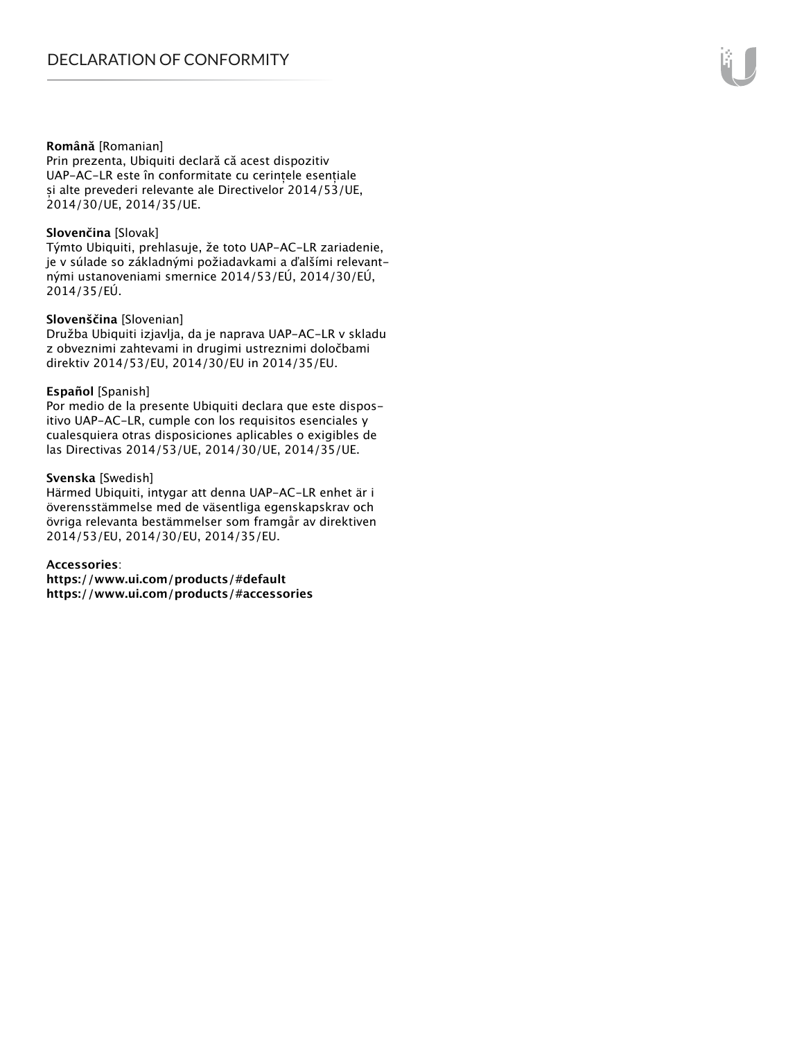**Română** [Romanian]
Prin prezenta, Ubiquiti declară că acest dispozitiv UAP-AC-LR este în conformitate cu cerințele esențiale și alte prevederi relevante ale Directivelor 2014/53/UE, 2014/30/UE, 2014/35/UE.

**Slovenčina** [Slovak]
Týmto Ubiquiti, prehlasuje, že toto UAP-AC-LR zariadenie, je v súlade so základnými požiadavkami a ďalšími relevantnými ustanoveniami smernice 2014/53/EÚ, 2014/30/EÚ, 2014/35/EÚ.

**Slovenščina** [Slovenian]
Družba Ubiquiti izjavlja, da je naprava UAP-AC-LR v skladu z obveznimi zahtevami in drugimi ustreznimi določbami direktiv 2014/53/EU, 2014/30/EU in 2014/35/EU.

**Español** [Spanish]
Por medio de la presente Ubiquiti declara que este dispositivo UAP-AC-LR, cumple con los requisitos esenciales y cualesquiera otras disposiciones aplicables o exigibles de las Directivas 2014/53/UE, 2014/30/UE, 2014/35/UE.

**Svenska** [Swedish]
Härmed Ubiquiti, intygar att denna UAP-AC-LR enhet är i överensstämmelse med de väsentliga egenskapskrav och övriga relevanta bestämmelser som framgår av direktiven 2014/53/EU, 2014/30/EU, 2014/35/EU.

**Accessories**:
**https://www.ui.com/products/#default**
**https://www.ui.com/products/#accessories**